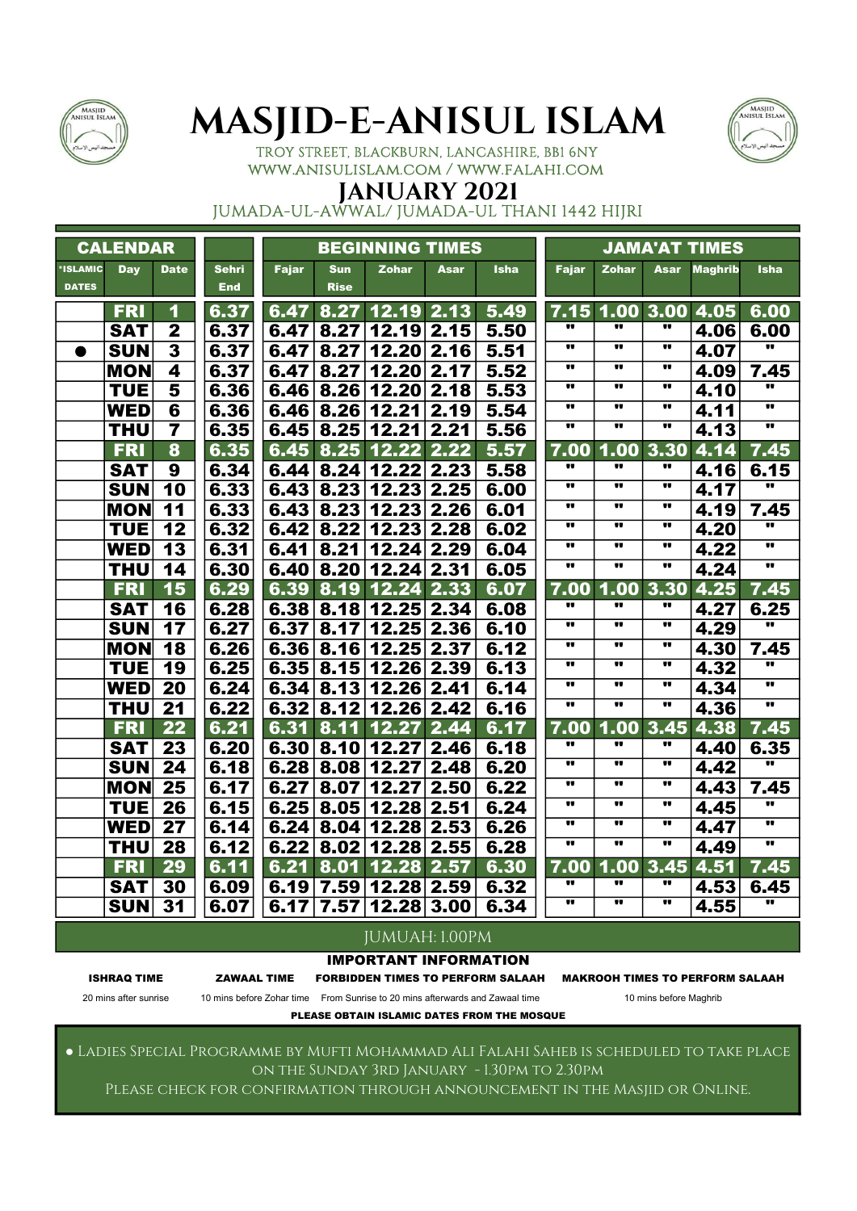# MASJID-E-ANISUL ISLAM

TROY STREET, BLACKBURN, LANCASHIRE, BB1 6NY
WWW.ANISULISLAM.COM / WWW.FALAHI.COM

## JANUARY 2021

JUMADA-UL-AWWAL/ JUMADA-UL THANI 1442 HIJRI

| CALENDAR | | | | BEGINNING TIMES | | | | | JAMA'AT TIMES | | | | |
|---|---|---|---|---|---|---|---|---|---|---|---|---|---|
| *ISLAMIC DATES | Day | Date | Sehri End | Fajar | Sun Rise | Zohar | Asar | Isha | Fajar | Zohar | Asar | Maghrib | Isha |
| | FRI | 1 | 6.37 | 6.47 | 8.27 | 12.19 | 2.13 | 5.49 | 7.15 | 1.00 | 3.00 | 4.05 | 6.00 |
| | SAT | 2 | 6.37 | 6.47 | 8.27 | 12.19 | 2.15 | 5.50 | " | " | " | 4.06 | 6.00 |
| ● | SUN | 3 | 6.37 | 6.47 | 8.27 | 12.20 | 2.16 | 5.51 | " | " | " | 4.07 | " |
| | MON | 4 | 6.37 | 6.47 | 8.27 | 12.20 | 2.17 | 5.52 | " | " | " | 4.09 | 7.45 |
| | TUE | 5 | 6.36 | 6.46 | 8.26 | 12.20 | 2.18 | 5.53 | " | " | " | 4.10 | " |
| | WED | 6 | 6.36 | 6.46 | 8.26 | 12.21 | 2.19 | 5.54 | " | " | " | 4.11 | " |
| | THU | 7 | 6.35 | 6.45 | 8.25 | 12.21 | 2.21 | 5.56 | " | " | " | 4.13 | " |
| | FRI | 8 | 6.35 | 6.45 | 8.25 | 12.22 | 2.22 | 5.57 | 7.00 | 1.00 | 3.30 | 4.14 | 7.45 |
| | SAT | 9 | 6.34 | 6.44 | 8.24 | 12.22 | 2.23 | 5.58 | " | " | " | 4.16 | 6.15 |
| | SUN | 10 | 6.33 | 6.43 | 8.23 | 12.23 | 2.25 | 6.00 | " | " | " | 4.17 | " |
| | MON | 11 | 6.33 | 6.43 | 8.23 | 12.23 | 2.26 | 6.01 | " | " | " | 4.19 | 7.45 |
| | TUE | 12 | 6.32 | 6.42 | 8.22 | 12.23 | 2.28 | 6.02 | " | " | " | 4.20 | " |
| | WED | 13 | 6.31 | 6.41 | 8.21 | 12.24 | 2.29 | 6.04 | " | " | " | 4.22 | " |
| | THU | 14 | 6.30 | 6.40 | 8.20 | 12.24 | 2.31 | 6.05 | " | " | " | 4.24 | " |
| | FRI | 15 | 6.29 | 6.39 | 8.19 | 12.24 | 2.33 | 6.07 | 7.00 | 1.00 | 3.30 | 4.25 | 7.45 |
| | SAT | 16 | 6.28 | 6.38 | 8.18 | 12.25 | 2.34 | 6.08 | " | " | " | 4.27 | 6.25 |
| | SUN | 17 | 6.27 | 6.37 | 8.17 | 12.25 | 2.36 | 6.10 | " | " | " | 4.29 | " |
| | MON | 18 | 6.26 | 6.36 | 8.16 | 12.25 | 2.37 | 6.12 | " | " | " | 4.30 | 7.45 |
| | TUE | 19 | 6.25 | 6.35 | 8.15 | 12.26 | 2.39 | 6.13 | " | " | " | 4.32 | " |
| | WED | 20 | 6.24 | 6.34 | 8.13 | 12.26 | 2.41 | 6.14 | " | " | " | 4.34 | " |
| | THU | 21 | 6.22 | 6.32 | 8.12 | 12.26 | 2.42 | 6.16 | " | " | " | 4.36 | " |
| | FRI | 22 | 6.21 | 6.31 | 8.11 | 12.27 | 2.44 | 6.17 | 7.00 | 1.00 | 3.45 | 4.38 | 7.45 |
| | SAT | 23 | 6.20 | 6.30 | 8.10 | 12.27 | 2.46 | 6.18 | " | " | " | 4.40 | 6.35 |
| | SUN | 24 | 6.18 | 6.28 | 8.08 | 12.27 | 2.48 | 6.20 | " | " | " | 4.42 | " |
| | MON | 25 | 6.17 | 6.27 | 8.07 | 12.27 | 2.50 | 6.22 | " | " | " | 4.43 | 7.45 |
| | TUE | 26 | 6.15 | 6.25 | 8.05 | 12.28 | 2.51 | 6.24 | " | " | " | 4.45 | " |
| | WED | 27 | 6.14 | 6.24 | 8.04 | 12.28 | 2.53 | 6.26 | " | " | " | 4.47 | " |
| | THU | 28 | 6.12 | 6.22 | 8.02 | 12.28 | 2.55 | 6.28 | " | " | " | 4.49 | " |
| | FRI | 29 | 6.11 | 6.21 | 8.01 | 12.28 | 2.57 | 6.30 | 7.00 | 1.00 | 3.45 | 4.51 | 7.45 |
| | SAT | 30 | 6.09 | 6.19 | 7.59 | 12.28 | 2.59 | 6.32 | " | " | " | 4.53 | 6.45 |
| | SUN | 31 | 6.07 | 6.17 | 7.57 | 12.28 | 3.00 | 6.34 | " | " | " | 4.55 | " |

JUMUAH: 1.00PM

**IMPORTANT INFORMATION**

| ISHRAQ TIME | ZAWAAL TIME | FORBIDDEN TIMES TO PERFORM SALAAH | MAKROOH TIMES TO PERFORM SALAAH |
|---|---|---|---|
| 20 mins after sunrise | 10 mins before Zohar time | From Sunrise to 20 mins afterwards and Zawaal time | 10 mins before Maghrib |

**PLEASE OBTAIN ISLAMIC DATES FROM THE MOSQUE**

● Ladies Special Programme by Mufti Mohammad Ali Falahi Saheb is scheduled to take place on the Sunday 3rd January - 1.30pm to 2.30pm

Please check for confirmation through announcement in the Masjid or Online.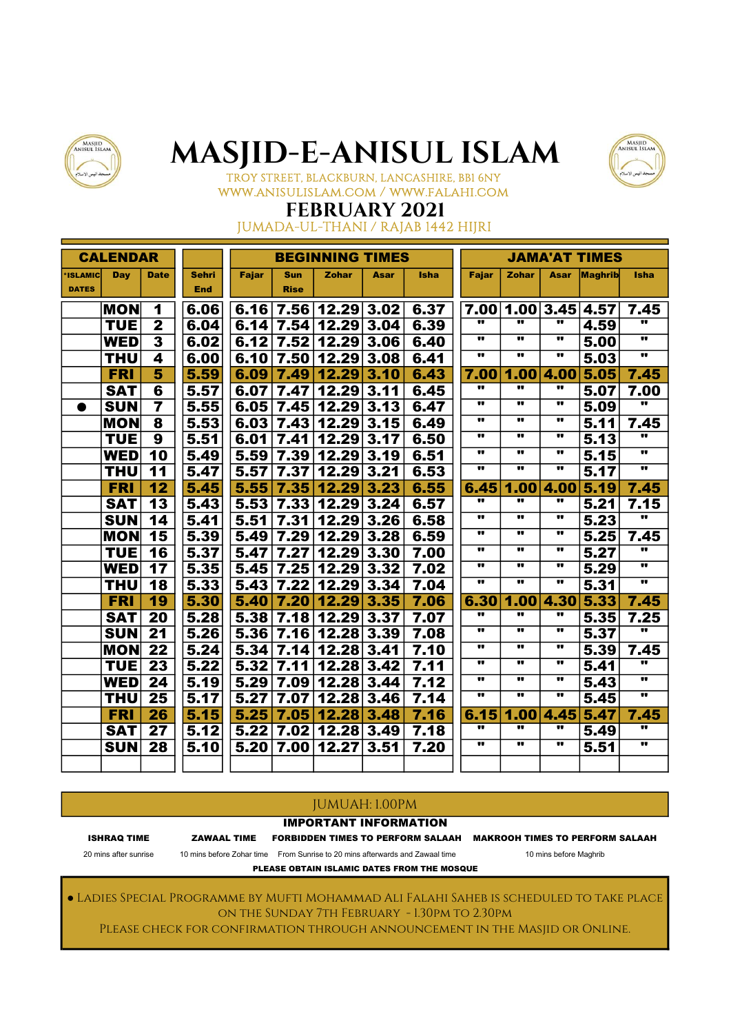# MASJID-E-ANISUL ISLAM

TROY STREET, BLACKBURN, LANCASHIRE, BB1 6NY
WWW.ANISULISLAM.COM / WWW.FALAHI.COM

## FEBRUARY 2021

JUMADA-UL-THANI / RAJAB 1442 HIJRI

| CALENDAR | | | | BEGINNING TIMES | | | | | JAMA'AT TIMES | | | | |
|---|---|---|---|---|---|---|---|---|---|---|---|---|---|
| *ISLAMIC DATES | Day | Date | Sehri End | Fajar | Sun Rise | Zohar | Asar | Isha | Fajar | Zohar | Asar | Maghrib | Isha |
| | MON | 1 | 6.06 | 6.16 | 7.56 | 12.29 | 3.02 | 6.37 | 7.00 | 1.00 | 3.45 | 4.57 | 7.45 |
| | TUE | 2 | 6.04 | 6.14 | 7.54 | 12.29 | 3.04 | 6.39 | " | " | " | 4.59 | " |
| | WED | 3 | 6.02 | 6.12 | 7.52 | 12.29 | 3.06 | 6.40 | " | " | " | 5.00 | " |
| | THU | 4 | 6.00 | 6.10 | 7.50 | 12.29 | 3.08 | 6.41 | " | " | " | 5.03 | " |
| | FRI | 5 | 5.59 | 6.09 | 7.49 | 12.29 | 3.10 | 6.43 | 7.00 | 1.00 | 4.00 | 5.05 | 7.45 |
| | SAT | 6 | 5.57 | 6.07 | 7.47 | 12.29 | 3.11 | 6.45 | " | " | " | 5.07 | 7.00 |
| ● | SUN | 7 | 5.55 | 6.05 | 7.45 | 12.29 | 3.13 | 6.47 | " | " | " | 5.09 | " |
| | MON | 8 | 5.53 | 6.03 | 7.43 | 12.29 | 3.15 | 6.49 | " | " | " | 5.11 | 7.45 |
| | TUE | 9 | 5.51 | 6.01 | 7.41 | 12.29 | 3.17 | 6.50 | " | " | " | 5.13 | " |
| | WED | 10 | 5.49 | 5.59 | 7.39 | 12.29 | 3.19 | 6.51 | " | " | " | 5.15 | " |
| | THU | 11 | 5.47 | 5.57 | 7.37 | 12.29 | 3.21 | 6.53 | " | " | " | 5.17 | " |
| | FRI | 12 | 5.45 | 5.55 | 7.35 | 12.29 | 3.23 | 6.55 | 6.45 | 1.00 | 4.00 | 5.19 | 7.45 |
| | SAT | 13 | 5.43 | 5.53 | 7.33 | 12.29 | 3.24 | 6.57 | " | " | " | 5.21 | 7.15 |
| | SUN | 14 | 5.41 | 5.51 | 7.31 | 12.29 | 3.26 | 6.58 | " | " | " | 5.23 | " |
| | MON | 15 | 5.39 | 5.49 | 7.29 | 12.29 | 3.28 | 6.59 | " | " | " | 5.25 | 7.45 |
| | TUE | 16 | 5.37 | 5.47 | 7.27 | 12.29 | 3.30 | 7.00 | " | " | " | 5.27 | " |
| | WED | 17 | 5.35 | 5.45 | 7.25 | 12.29 | 3.32 | 7.02 | " | " | " | 5.29 | " |
| | THU | 18 | 5.33 | 5.43 | 7.22 | 12.29 | 3.34 | 7.04 | " | " | " | 5.31 | " |
| | FRI | 19 | 5.30 | 5.40 | 7.20 | 12.29 | 3.35 | 7.06 | 6.30 | 1.00 | 4.30 | 5.33 | 7.45 |
| | SAT | 20 | 5.28 | 5.38 | 7.18 | 12.29 | 3.37 | 7.07 | " | " | " | 5.35 | 7.25 |
| | SUN | 21 | 5.26 | 5.36 | 7.16 | 12.28 | 3.39 | 7.08 | " | " | " | 5.37 | " |
| | MON | 22 | 5.24 | 5.34 | 7.14 | 12.28 | 3.41 | 7.10 | " | " | " | 5.39 | 7.45 |
| | TUE | 23 | 5.22 | 5.32 | 7.11 | 12.28 | 3.42 | 7.11 | " | " | " | 5.41 | " |
| | WED | 24 | 5.19 | 5.29 | 7.09 | 12.28 | 3.44 | 7.12 | " | " | " | 5.43 | " |
| | THU | 25 | 5.17 | 5.27 | 7.07 | 12.28 | 3.46 | 7.14 | " | " | " | 5.45 | " |
| | FRI | 26 | 5.15 | 5.25 | 7.05 | 12.28 | 3.48 | 7.16 | 6.15 | 1.00 | 4.45 | 5.47 | 7.45 |
| | SAT | 27 | 5.12 | 5.22 | 7.02 | 12.28 | 3.49 | 7.18 | " | " | " | 5.49 | " |
| | SUN | 28 | 5.10 | 5.20 | 7.00 | 12.27 | 3.51 | 7.20 | " | " | " | 5.51 | " |

JUMUAH: 1.00PM

**IMPORTANT INFORMATION**

| ISHRAQ TIME | ZAWAAL TIME | FORBIDDEN TIMES TO PERFORM SALAAH | MAKROOH TIMES TO PERFORM SALAAH |
|---|---|---|---|
| 20 mins after sunrise | 10 mins before Zohar time | From Sunrise to 20 mins afterwards and Zawaal time | 10 mins before Maghrib |

**PLEASE OBTAIN ISLAMIC DATES FROM THE MOSQUE**

● Ladies Special Programme by Mufti Mohammad Ali Falahi Saheb is scheduled to take place on the Sunday 7th February - 1.30pm to 2.30pm
Please check for confirmation through announcement in the Masjid or Online.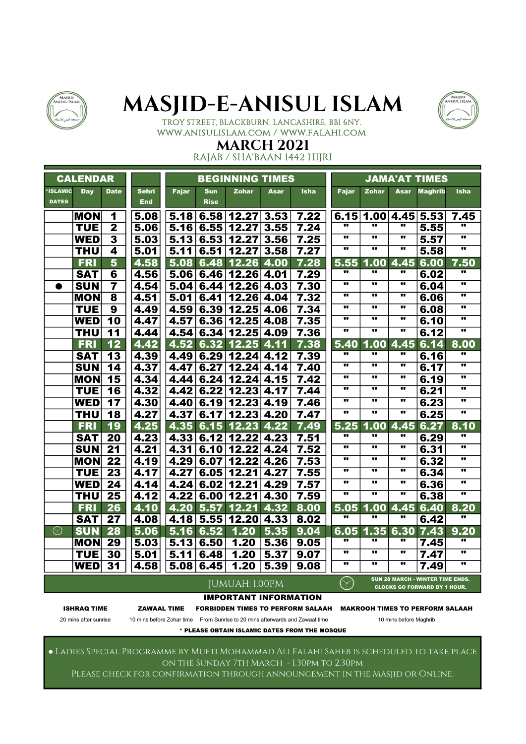# MASJID-E-ANISUL ISLAM

TROY STREET, BLACKBURN, LANCASHIRE, BB1 6NY.
WWW.ANISULISLAM.COM / WWW.FALAHI.COM

## MARCH 2021

RAJAB / SHA'BAAN 1442 HIJRI

| CALENDAR | | | | BEGINNING TIMES | | | | | JAMA'AT TIMES | | | | |
|---|---|---|---|---|---|---|---|---|---|---|---|---|---|
| *ISLAMIC DATES | Day | Date | Sehri End | Fajar | Sun Rise | Zohar | Asar | Isha | Fajar | Zohar | Asar | Maghrib | Isha |
| | MON | 1 | 5.08 | 5.18 | 6.58 | 12.27 | 3.53 | 7.22 | 6.15 | 1.00 | 4.45 | 5.53 | 7.45 |
| | TUE | 2 | 5.06 | 5.16 | 6.55 | 12.27 | 3.55 | 7.24 | " | " | " | 5.55 | " |
| | WED | 3 | 5.03 | 5.13 | 6.53 | 12.27 | 3.56 | 7.25 | " | " | " | 5.57 | " |
| | THU | 4 | 5.01 | 5.11 | 6.51 | 12.27 | 3.58 | 7.27 | " | " | " | 5.58 | " |
| | FRI | 5 | 4.58 | 5.08 | 6.48 | 12.26 | 4.00 | 7.28 | 5.55 | 1.00 | 4.45 | 6.00 | 7.50 |
| | SAT | 6 | 4.56 | 5.06 | 6.46 | 12.26 | 4.01 | 7.29 | " | " | " | 6.02 | " |
| ● | SUN | 7 | 4.54 | 5.04 | 6.44 | 12.26 | 4.03 | 7.30 | " | " | " | 6.04 | " |
| | MON | 8 | 4.51 | 5.01 | 6.41 | 12.26 | 4.04 | 7.32 | " | " | " | 6.06 | " |
| | TUE | 9 | 4.49 | 4.59 | 6.39 | 12.25 | 4.06 | 7.34 | " | " | " | 6.08 | " |
| | WED | 10 | 4.47 | 4.57 | 6.36 | 12.25 | 4.08 | 7.35 | " | " | " | 6.10 | " |
| | THU | 11 | 4.44 | 4.54 | 6.34 | 12.25 | 4.09 | 7.36 | " | " | " | 6.12 | " |
| | FRI | 12 | 4.42 | 4.52 | 6.32 | 12.25 | 4.11 | 7.38 | 5.40 | 1.00 | 4.45 | 6.14 | 8.00 |
| | SAT | 13 | 4.39 | 4.49 | 6.29 | 12.24 | 4.12 | 7.39 | " | " | " | 6.16 | " |
| | SUN | 14 | 4.37 | 4.47 | 6.27 | 12.24 | 4.14 | 7.40 | " | " | " | 6.17 | " |
| | MON | 15 | 4.34 | 4.44 | 6.24 | 12.24 | 4.15 | 7.42 | " | " | " | 6.19 | " |
| | TUE | 16 | 4.32 | 4.42 | 6.22 | 12.23 | 4.17 | 7.44 | " | " | " | 6.21 | " |
| | WED | 17 | 4.30 | 4.40 | 6.19 | 12.23 | 4.19 | 7.46 | " | " | " | 6.23 | " |
| | THU | 18 | 4.27 | 4.37 | 6.17 | 12.23 | 4.20 | 7.47 | " | " | " | 6.25 | " |
| | FRI | 19 | 4.25 | 4.35 | 6.15 | 12.23 | 4.22 | 7.49 | 5.25 | 1.00 | 4.45 | 6.27 | 8.10 |
| | SAT | 20 | 4.23 | 4.33 | 6.12 | 12.22 | 4.23 | 7.51 | " | " | " | 6.29 | " |
| | SUN | 21 | 4.21 | 4.31 | 6.10 | 12.22 | 4.24 | 7.52 | " | " | " | 6.31 | " |
| | MON | 22 | 4.19 | 4.29 | 6.07 | 12.22 | 4.26 | 7.53 | " | " | " | 6.32 | " |
| | TUE | 23 | 4.17 | 4.27 | 6.05 | 12.21 | 4.27 | 7.55 | " | " | " | 6.34 | " |
| | WED | 24 | 4.14 | 4.24 | 6.02 | 12.21 | 4.29 | 7.57 | " | " | " | 6.36 | " |
| | THU | 25 | 4.12 | 4.22 | 6.00 | 12.21 | 4.30 | 7.59 | " | " | " | 6.38 | " |
| | FRI | 26 | 4.10 | 4.20 | 5.57 | 12.21 | 4.32 | 8.00 | 5.05 | 1.00 | 4.45 | 6.40 | 8.20 |
| | SAT | 27 | 4.08 | 4.18 | 5.55 | 12.20 | 4.33 | 8.02 | " | " | " | 6.42 | " |
| | SUN | 28 | 5.06 | 5.16 | 6.52 | 1.20 | 5.35 | 9.04 | 6.05 | 1.35 | 6.30 | 7.43 | 9.20 |
| | MON | 29 | 5.03 | 5.13 | 6.50 | 1.20 | 5.36 | 9.05 | " | " | " | 7.45 | " |
| | TUE | 30 | 5.01 | 5.11 | 6.48 | 1.20 | 5.37 | 9.07 | " | " | " | 7.47 | " |
| | WED | 31 | 4.58 | 5.08 | 6.45 | 1.20 | 5.39 | 9.08 | " | " | " | 7.49 | " |

JUMUAH: 1.00PM

SUN 28 MARCH - WINTER TIME ENDS. CLOCKS GO FORWARD BY 1 HOUR.

### IMPORTANT INFORMATION

| ISHRAQ TIME | ZAWAAL TIME | FORBIDDEN TIMES TO PERFORM SALAAH | MAKROOH TIMES TO PERFORM SALAAH |
|---|---|---|---|
| 20 mins after sunrise | 10 mins before Zohar time | From Sunrise to 20 mins afterwards and Zawaal time | 10 mins before Maghrib |

\* PLEASE OBTAIN ISLAMIC DATES FROM THE MOSQUE

● Ladies Special Programme by Mufti Mohammad Ali Falahi Saheb is scheduled to take place on the Sunday 7th March - 1.30pm to 2.30pm
Please check for confirmation through announcement in the Masjid or Online.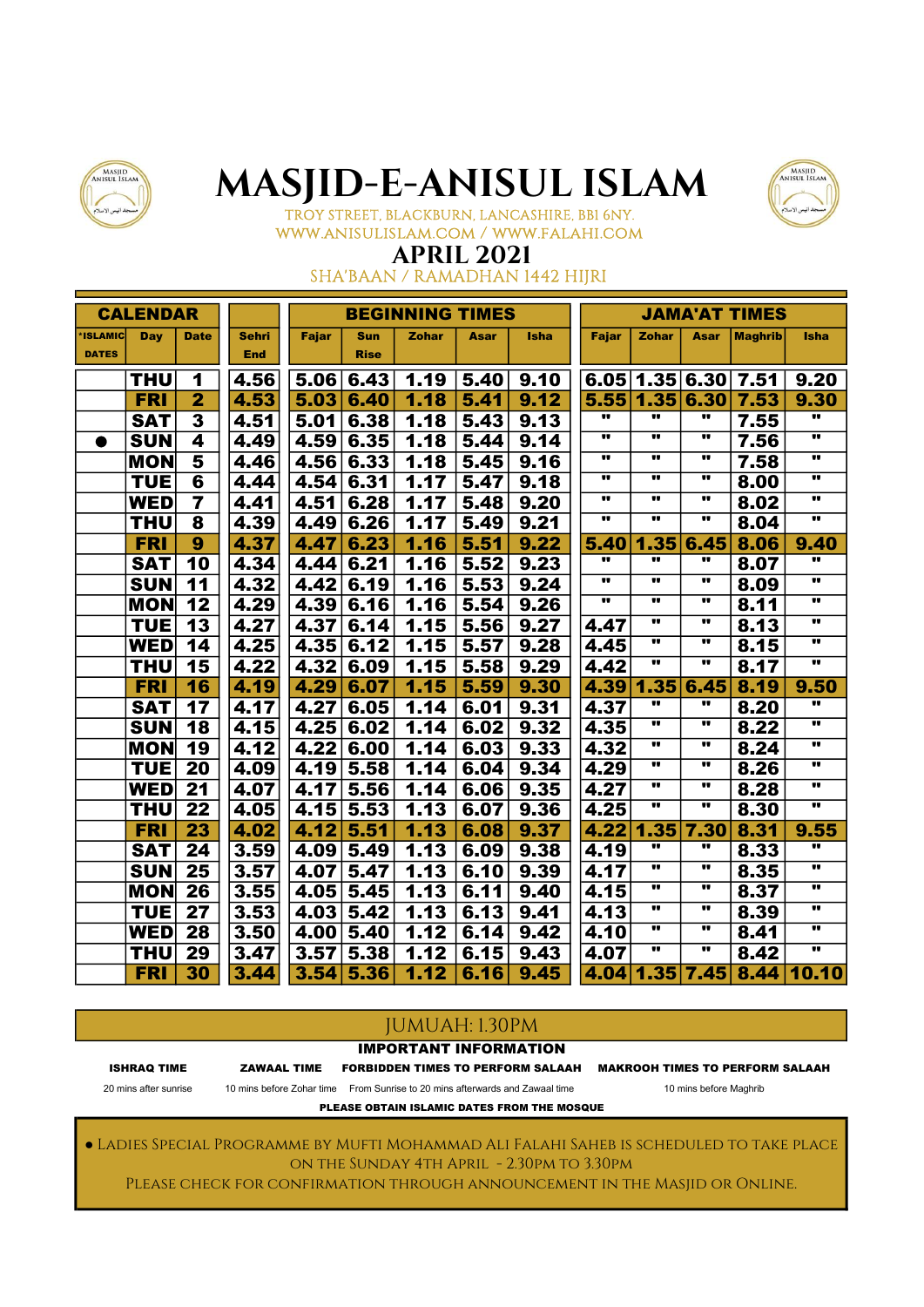# MASJID-E-ANISUL ISLAM

TROY STREET, BLACKBURN, LANCASHIRE, BB1 6NY.
WWW.ANISULISLAM.COM / WWW.FALAHI.COM

## APRIL 2021

SHA'BAAN / RAMADHAN 1442 HIJRI

| CALENDAR | | | | BEGINNING TIMES | | | | | JAMA'AT TIMES | | | | |
|---|---|---|---|---|---|---|---|---|---|---|---|---|---|
| *ISLAMIC DATES | Day | Date | Sehri End | Fajar | Sun Rise | Zohar | Asar | Isha | Fajar | Zohar | Asar | Maghrib | Isha |
| | THU | 1 | 4.56 | 5.06 | 6.43 | 1.19 | 5.40 | 9.10 | 6.05 | 1.35 | 6.30 | 7.51 | 9.20 |
| | FRI | 2 | 4.53 | 5.03 | 6.40 | 1.18 | 5.41 | 9.12 | 5.55 | 1.35 | 6.30 | 7.53 | 9.30 |
| | SAT | 3 | 4.51 | 5.01 | 6.38 | 1.18 | 5.43 | 9.13 | " | " | " | 7.55 | " |
| ● | SUN | 4 | 4.49 | 4.59 | 6.35 | 1.18 | 5.44 | 9.14 | " | " | " | 7.56 | " |
| | MON | 5 | 4.46 | 4.56 | 6.33 | 1.18 | 5.45 | 9.16 | " | " | " | 7.58 | " |
| | TUE | 6 | 4.44 | 4.54 | 6.31 | 1.17 | 5.47 | 9.18 | " | " | " | 8.00 | " |
| | WED | 7 | 4.41 | 4.51 | 6.28 | 1.17 | 5.48 | 9.20 | " | " | " | 8.02 | " |
| | THU | 8 | 4.39 | 4.49 | 6.26 | 1.17 | 5.49 | 9.21 | " | " | " | 8.04 | " |
| | FRI | 9 | 4.37 | 4.47 | 6.23 | 1.16 | 5.51 | 9.22 | 5.40 | 1.35 | 6.45 | 8.06 | 9.40 |
| | SAT | 10 | 4.34 | 4.44 | 6.21 | 1.16 | 5.52 | 9.23 | " | " | " | 8.07 | " |
| | SUN | 11 | 4.32 | 4.42 | 6.19 | 1.16 | 5.53 | 9.24 | " | " | " | 8.09 | " |
| | MON | 12 | 4.29 | 4.39 | 6.16 | 1.16 | 5.54 | 9.26 | " | " | " | 8.11 | " |
| | TUE | 13 | 4.27 | 4.37 | 6.14 | 1.15 | 5.56 | 9.27 | 4.47 | " | " | 8.13 | " |
| | WED | 14 | 4.25 | 4.35 | 6.12 | 1.15 | 5.57 | 9.28 | 4.45 | " | " | 8.15 | " |
| | THU | 15 | 4.22 | 4.32 | 6.09 | 1.15 | 5.58 | 9.29 | 4.42 | " | " | 8.17 | " |
| | FRI | 16 | 4.19 | 4.29 | 6.07 | 1.15 | 5.59 | 9.30 | 4.39 | 1.35 | 6.45 | 8.19 | 9.50 |
| | SAT | 17 | 4.17 | 4.27 | 6.05 | 1.14 | 6.01 | 9.31 | 4.37 | " | " | 8.20 | " |
| | SUN | 18 | 4.15 | 4.25 | 6.02 | 1.14 | 6.02 | 9.32 | 4.35 | " | " | 8.22 | " |
| | MON | 19 | 4.12 | 4.22 | 6.00 | 1.14 | 6.03 | 9.33 | 4.32 | " | " | 8.24 | " |
| | TUE | 20 | 4.09 | 4.19 | 5.58 | 1.14 | 6.04 | 9.34 | 4.29 | " | " | 8.26 | " |
| | WED | 21 | 4.07 | 4.17 | 5.56 | 1.14 | 6.06 | 9.35 | 4.27 | " | " | 8.28 | " |
| | THU | 22 | 4.05 | 4.15 | 5.53 | 1.13 | 6.07 | 9.36 | 4.25 | " | " | 8.30 | " |
| | FRI | 23 | 4.02 | 4.12 | 5.51 | 1.13 | 6.08 | 9.37 | 4.22 | 1.35 | 7.30 | 8.31 | 9.55 |
| | SAT | 24 | 3.59 | 4.09 | 5.49 | 1.13 | 6.09 | 9.38 | 4.19 | " | " | 8.33 | " |
| | SUN | 25 | 3.57 | 4.07 | 5.47 | 1.13 | 6.10 | 9.39 | 4.17 | " | " | 8.35 | " |
| | MON | 26 | 3.55 | 4.05 | 5.45 | 1.13 | 6.11 | 9.40 | 4.15 | " | " | 8.37 | " |
| | TUE | 27 | 3.53 | 4.03 | 5.42 | 1.13 | 6.13 | 9.41 | 4.13 | " | " | 8.39 | " |
| | WED | 28 | 3.50 | 4.00 | 5.40 | 1.12 | 6.14 | 9.42 | 4.10 | " | " | 8.41 | " |
| | THU | 29 | 3.47 | 3.57 | 5.38 | 1.12 | 6.15 | 9.43 | 4.07 | " | " | 8.42 | " |
| | FRI | 30 | 3.44 | 3.54 | 5.36 | 1.12 | 6.16 | 9.45 | 4.04 | 1.35 | 7.45 | 8.44 | 10.10 |

JUMUAH: 1.30PM

**IMPORTANT INFORMATION**

| ISHRAQ TIME | ZAWAAL TIME | FORBIDDEN TIMES TO PERFORM SALAAH | MAKROOH TIMES TO PERFORM SALAAH |
|---|---|---|---|
| 20 mins after sunrise | 10 mins before Zohar time | From Sunrise to 20 mins afterwards and Zawaal time | 10 mins before Maghrib |

**PLEASE OBTAIN ISLAMIC DATES FROM THE MOSQUE**

● Ladies Special Programme by Mufti Mohammad Ali Falahi Saheb is scheduled to take place on the Sunday 4th April - 2.30pm to 3.30pm
Please check for confirmation through announcement in the Masjid or Online.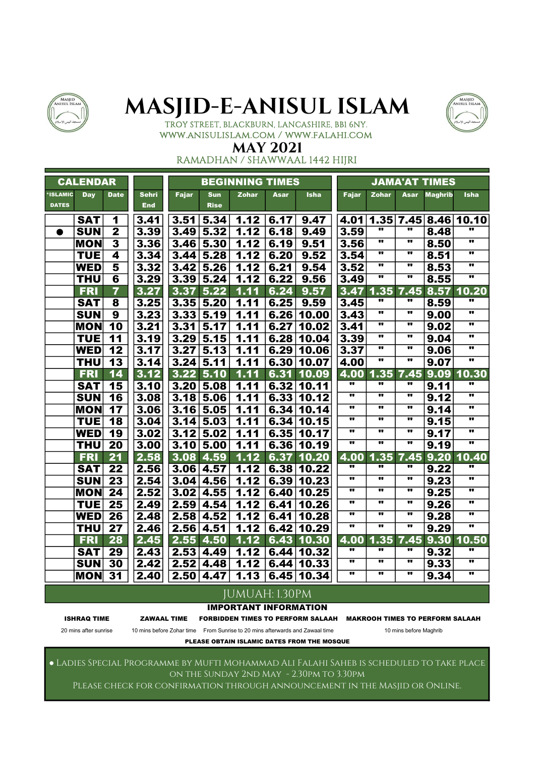# MASJID-E-ANISUL ISLAM

TROY STREET, BLACKBURN, LANCASHIRE, BB1 6NY.
WWW.ANISULISLAM.COM / WWW.FALAHI.COM

## MAY 2021

RAMADHAN / SHAWWAAL 1442 HIJRI

| CALENDAR | | | | BEGINNING TIMES | | | | | JAMA'AT TIMES | | | | |
|---|---|---|---|---|---|---|---|---|---|---|---|---|---|
| *ISLAMIC DATES | Day | Date | Sehri End | Fajar | Sun Rise | Zohar | Asar | Isha | Fajar | Zohar | Asar | Maghrib | Isha |
| | SAT | 1 | 3.41 | 3.51 | 5.34 | 1.12 | 6.17 | 9.47 | 4.01 | 1.35 | 7.45 | 8.46 | 10.10 |
| ● | SUN | 2 | 3.39 | 3.49 | 5.32 | 1.12 | 6.18 | 9.49 | 3.59 | " | " | 8.48 | " |
| | MON | 3 | 3.36 | 3.46 | 5.30 | 1.12 | 6.19 | 9.51 | 3.56 | " | " | 8.50 | " |
| | TUE | 4 | 3.34 | 3.44 | 5.28 | 1.12 | 6.20 | 9.52 | 3.54 | " | " | 8.51 | " |
| | WED | 5 | 3.32 | 3.42 | 5.26 | 1.12 | 6.21 | 9.54 | 3.52 | " | " | 8.53 | " |
| | THU | 6 | 3.29 | 3.39 | 5.24 | 1.12 | 6.22 | 9.56 | 3.49 | " | " | 8.55 | " |
| | FRI | 7 | 3.27 | 3.37 | 5.22 | 1.11 | 6.24 | 9.57 | 3.47 | 1.35 | 7.45 | 8.57 | 10.20 |
| | SAT | 8 | 3.25 | 3.35 | 5.20 | 1.11 | 6.25 | 9.59 | 3.45 | " | " | 8.59 | " |
| | SUN | 9 | 3.23 | 3.33 | 5.19 | 1.11 | 6.26 | 10.00 | 3.43 | " | " | 9.00 | " |
| | MON | 10 | 3.21 | 3.31 | 5.17 | 1.11 | 6.27 | 10.02 | 3.41 | " | " | 9.02 | " |
| | TUE | 11 | 3.19 | 3.29 | 5.15 | 1.11 | 6.28 | 10.04 | 3.39 | " | " | 9.04 | " |
| | WED | 12 | 3.17 | 3.27 | 5.13 | 1.11 | 6.29 | 10.06 | 3.37 | " | " | 9.06 | " |
| | THU | 13 | 3.14 | 3.24 | 5.11 | 1.11 | 6.30 | 10.07 | 4.00 | " | " | 9.07 | " |
| | FRI | 14 | 3.12 | 3.22 | 5.10 | 1.11 | 6.31 | 10.09 | 4.00 | 1.35 | 7.45 | 9.09 | 10.30 |
| | SAT | 15 | 3.10 | 3.20 | 5.08 | 1.11 | 6.32 | 10.11 | " | " | " | 9.11 | " |
| | SUN | 16 | 3.08 | 3.18 | 5.06 | 1.11 | 6.33 | 10.12 | " | " | " | 9.12 | " |
| | MON | 17 | 3.06 | 3.16 | 5.05 | 1.11 | 6.34 | 10.14 | " | " | " | 9.14 | " |
| | TUE | 18 | 3.04 | 3.14 | 5.03 | 1.11 | 6.34 | 10.15 | " | " | " | 9.15 | " |
| | WED | 19 | 3.02 | 3.12 | 5.02 | 1.11 | 6.35 | 10.17 | " | " | " | 9.17 | " |
| | THU | 20 | 3.00 | 3.10 | 5.00 | 1.11 | 6.36 | 10.19 | " | " | " | 9.19 | " |
| | FRI | 21 | 2.58 | 3.08 | 4.59 | 1.12 | 6.37 | 10.20 | 4.00 | 1.35 | 7.45 | 9.20 | 10.40 |
| | SAT | 22 | 2.56 | 3.06 | 4.57 | 1.12 | 6.38 | 10.22 | " | " | " | 9.22 | " |
| | SUN | 23 | 2.54 | 3.04 | 4.56 | 1.12 | 6.39 | 10.23 | " | " | " | 9.23 | " |
| | MON | 24 | 2.52 | 3.02 | 4.55 | 1.12 | 6.40 | 10.25 | " | " | " | 9.25 | " |
| | TUE | 25 | 2.49 | 2.59 | 4.54 | 1.12 | 6.41 | 10.26 | " | " | " | 9.26 | " |
| | WED | 26 | 2.48 | 2.58 | 4.52 | 1.12 | 6.41 | 10.28 | " | " | " | 9.28 | " |
| | THU | 27 | 2.46 | 2.56 | 4.51 | 1.12 | 6.42 | 10.29 | " | " | " | 9.29 | " |
| | FRI | 28 | 2.45 | 2.55 | 4.50 | 1.12 | 6.43 | 10.30 | 4.00 | 1.35 | 7.45 | 9.30 | 10.50 |
| | SAT | 29 | 2.43 | 2.53 | 4.49 | 1.12 | 6.44 | 10.32 | " | " | " | 9.32 | " |
| | SUN | 30 | 2.42 | 2.52 | 4.48 | 1.12 | 6.44 | 10.33 | " | " | " | 9.33 | " |
| | MON | 31 | 2.40 | 2.50 | 4.47 | 1.13 | 6.45 | 10.34 | " | " | " | 9.34 | " |

JUMUAH: 1.30PM

**IMPORTANT INFORMATION**

| ISHRAQ TIME | ZAWAAL TIME | FORBIDDEN TIMES TO PERFORM SALAAH | MAKROOH TIMES TO PERFORM SALAAH |
|---|---|---|---|
| 20 mins after sunrise | 10 mins before Zohar time | From Sunrise to 20 mins afterwards and Zawaal time | 10 mins before Maghrib |

**PLEASE OBTAIN ISLAMIC DATES FROM THE MOSQUE**

● Ladies Special Programme by Mufti Mohammad Ali Falahi Saheb is scheduled to take place on the Sunday 2nd May - 2.30pm to 3.30pm
Please check for confirmation through announcement in the Masjid or Online.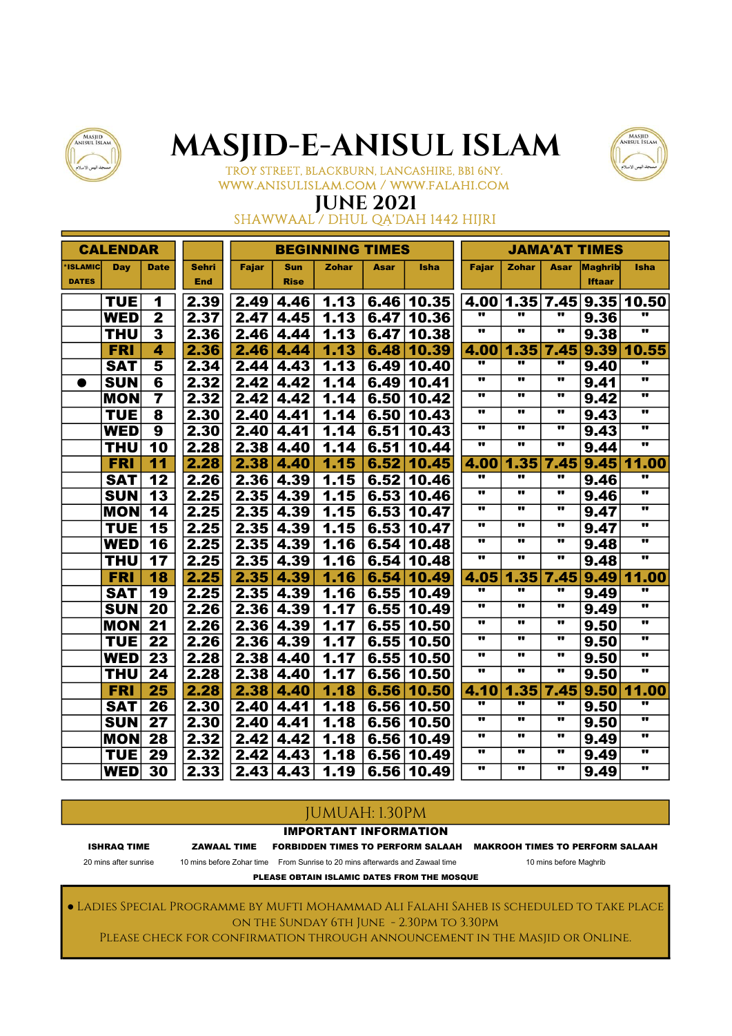# MASJID-E-ANISUL ISLAM

TROY STREET, BLACKBURN, LANCASHIRE, BB1 6NY.
WWW.ANISULISLAM.COM / WWW.FALAHI.COM

## JUNE 2021

SHAWWAAL / DHUL QA'DAH 1442 HIJRI

| CALENDAR | | | | BEGINNING TIMES | | | | | JAMA'AT TIMES | | | | |
|---|---|---|---|---|---|---|---|---|---|---|---|---|---|
| *ISLAMIC DATES | Day | Date | Sehri End | Fajar | Sun Rise | Zohar | Asar | Isha | Fajar | Zohar | Asar | Maghrib Iftaar | Isha |
| | TUE | 1 | 2.39 | 2.49 | 4.46 | 1.13 | 6.46 | 10.35 | 4.00 | 1.35 | 7.45 | 9.35 | 10.50 |
| | WED | 2 | 2.37 | 2.47 | 4.45 | 1.13 | 6.47 | 10.36 | " | " | " | 9.36 | " |
| | THU | 3 | 2.36 | 2.46 | 4.44 | 1.13 | 6.47 | 10.38 | " | " | " | 9.38 | " |
| | FRI | 4 | 2.36 | 2.46 | 4.44 | 1.13 | 6.48 | 10.39 | 4.00 | 1.35 | 7.45 | 9.39 | 10.55 |
| | SAT | 5 | 2.34 | 2.44 | 4.43 | 1.13 | 6.49 | 10.40 | " | " | " | 9.40 | " |
| ● | SUN | 6 | 2.32 | 2.42 | 4.42 | 1.14 | 6.49 | 10.41 | " | " | " | 9.41 | " |
| | MON | 7 | 2.32 | 2.42 | 4.42 | 1.14 | 6.50 | 10.42 | " | " | " | 9.42 | " |
| | TUE | 8 | 2.30 | 2.40 | 4.41 | 1.14 | 6.50 | 10.43 | " | " | " | 9.43 | " |
| | WED | 9 | 2.30 | 2.40 | 4.41 | 1.14 | 6.51 | 10.43 | " | " | " | 9.43 | " |
| | THU | 10 | 2.28 | 2.38 | 4.40 | 1.14 | 6.51 | 10.44 | " | " | " | 9.44 | " |
| | FRI | 11 | 2.28 | 2.38 | 4.40 | 1.15 | 6.52 | 10.45 | 4.00 | 1.35 | 7.45 | 9.45 | 11.00 |
| | SAT | 12 | 2.26 | 2.36 | 4.39 | 1.15 | 6.52 | 10.46 | " | " | " | 9.46 | " |
| | SUN | 13 | 2.25 | 2.35 | 4.39 | 1.15 | 6.53 | 10.46 | " | " | " | 9.46 | " |
| | MON | 14 | 2.25 | 2.35 | 4.39 | 1.15 | 6.53 | 10.47 | " | " | " | 9.47 | " |
| | TUE | 15 | 2.25 | 2.35 | 4.39 | 1.15 | 6.53 | 10.47 | " | " | " | 9.47 | " |
| | WED | 16 | 2.25 | 2.35 | 4.39 | 1.16 | 6.54 | 10.48 | " | " | " | 9.48 | " |
| | THU | 17 | 2.25 | 2.35 | 4.39 | 1.16 | 6.54 | 10.48 | " | " | " | 9.48 | " |
| | FRI | 18 | 2.25 | 2.35 | 4.39 | 1.16 | 6.54 | 10.49 | 4.05 | 1.35 | 7.45 | 9.49 | 11.00 |
| | SAT | 19 | 2.25 | 2.35 | 4.39 | 1.16 | 6.55 | 10.49 | " | " | " | 9.49 | " |
| | SUN | 20 | 2.26 | 2.36 | 4.39 | 1.17 | 6.55 | 10.49 | " | " | " | 9.49 | " |
| | MON | 21 | 2.26 | 2.36 | 4.39 | 1.17 | 6.55 | 10.50 | " | " | " | 9.50 | " |
| | TUE | 22 | 2.26 | 2.36 | 4.39 | 1.17 | 6.55 | 10.50 | " | " | " | 9.50 | " |
| | WED | 23 | 2.28 | 2.38 | 4.40 | 1.17 | 6.55 | 10.50 | " | " | " | 9.50 | " |
| | THU | 24 | 2.28 | 2.38 | 4.40 | 1.17 | 6.56 | 10.50 | " | " | " | 9.50 | " |
| | FRI | 25 | 2.28 | 2.38 | 4.40 | 1.18 | 6.56 | 10.50 | 4.10 | 1.35 | 7.45 | 9.50 | 11.00 |
| | SAT | 26 | 2.30 | 2.40 | 4.41 | 1.18 | 6.56 | 10.50 | " | " | " | 9.50 | " |
| | SUN | 27 | 2.30 | 2.40 | 4.41 | 1.18 | 6.56 | 10.50 | " | " | " | 9.50 | " |
| | MON | 28 | 2.32 | 2.42 | 4.42 | 1.18 | 6.56 | 10.49 | " | " | " | 9.49 | " |
| | TUE | 29 | 2.32 | 2.42 | 4.43 | 1.18 | 6.56 | 10.49 | " | " | " | 9.49 | " |
| | WED | 30 | 2.33 | 2.43 | 4.43 | 1.19 | 6.56 | 10.49 | " | " | " | 9.49 | " |

JUMUAH: 1.30PM

**IMPORTANT INFORMATION**

| ISHRAQ TIME | ZAWAAL TIME | FORBIDDEN TIMES TO PERFORM SALAAH | MAKROOH TIMES TO PERFORM SALAAH |
|---|---|---|---|
| 20 mins after sunrise | 10 mins before Zohar time | From Sunrise to 20 mins afterwards and Zawaal time | 10 mins before Maghrib |

**PLEASE OBTAIN ISLAMIC DATES FROM THE MOSQUE**

● Ladies Special Programme by Mufti Mohammad Ali Falahi Saheb is scheduled to take place on the Sunday 6th June - 2.30pm to 3.30pm
Please check for confirmation through announcement in the Masjid or Online.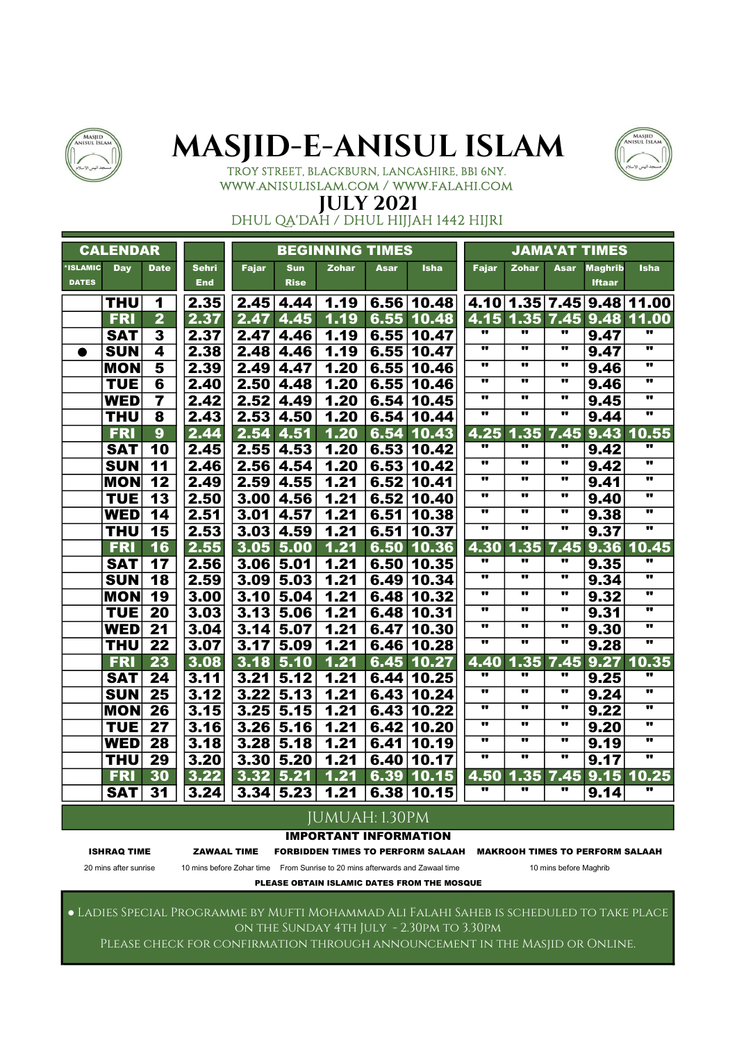# MASJID-E-ANISUL ISLAM

TROY STREET, BLACKBURN, LANCASHIRE, BB1 6NY.
WWW.ANISULISLAM.COM / WWW.FALAHI.COM

## JULY 2021

DHUL QA'DAH / DHUL HIJJAH 1442 HIJRI

| CALENDAR | | | | BEGINNING TIMES | | | | | JAMA'AT TIMES | | | | |
|---|---|---|---|---|---|---|---|---|---|---|---|---|---|
| *ISLAMIC DATES | Day | Date | Sehri End | Fajar | Sun Rise | Zohar | Asar | Isha | Fajar | Zohar | Asar | Maghrib Iftaar | Isha |
| | THU | 1 | 2.35 | 2.45 | 4.44 | 1.19 | 6.56 | 10.48 | 4.10 | 1.35 | 7.45 | 9.48 | 11.00 |
| | FRI | 2 | 2.37 | 2.47 | 4.45 | 1.19 | 6.55 | 10.48 | 4.15 | 1.35 | 7.45 | 9.48 | 11.00 |
| | SAT | 3 | 2.37 | 2.47 | 4.46 | 1.19 | 6.55 | 10.47 | " | " | " | 9.47 | " |
| ● | SUN | 4 | 2.38 | 2.48 | 4.46 | 1.19 | 6.55 | 10.47 | " | " | " | 9.47 | " |
| | MON | 5 | 2.39 | 2.49 | 4.47 | 1.20 | 6.55 | 10.46 | " | " | " | 9.46 | " |
| | TUE | 6 | 2.40 | 2.50 | 4.48 | 1.20 | 6.55 | 10.46 | " | " | " | 9.46 | " |
| | WED | 7 | 2.42 | 2.52 | 4.49 | 1.20 | 6.54 | 10.45 | " | " | " | 9.45 | " |
| | THU | 8 | 2.43 | 2.53 | 4.50 | 1.20 | 6.54 | 10.44 | " | " | " | 9.44 | " |
| | FRI | 9 | 2.44 | 2.54 | 4.51 | 1.20 | 6.54 | 10.43 | 4.25 | 1.35 | 7.45 | 9.43 | 10.55 |
| | SAT | 10 | 2.45 | 2.55 | 4.53 | 1.20 | 6.53 | 10.42 | " | " | " | 9.42 | " |
| | SUN | 11 | 2.46 | 2.56 | 4.54 | 1.20 | 6.53 | 10.42 | " | " | " | 9.42 | " |
| | MON | 12 | 2.49 | 2.59 | 4.55 | 1.21 | 6.52 | 10.41 | " | " | " | 9.41 | " |
| | TUE | 13 | 2.50 | 3.00 | 4.56 | 1.21 | 6.52 | 10.40 | " | " | " | 9.40 | " |
| | WED | 14 | 2.51 | 3.01 | 4.57 | 1.21 | 6.51 | 10.38 | " | " | " | 9.38 | " |
| | THU | 15 | 2.53 | 3.03 | 4.59 | 1.21 | 6.51 | 10.37 | " | " | " | 9.37 | " |
| | FRI | 16 | 2.55 | 3.05 | 5.00 | 1.21 | 6.50 | 10.36 | 4.30 | 1.35 | 7.45 | 9.36 | 10.45 |
| | SAT | 17 | 2.56 | 3.06 | 5.01 | 1.21 | 6.50 | 10.35 | " | " | " | 9.35 | " |
| | SUN | 18 | 2.59 | 3.09 | 5.03 | 1.21 | 6.49 | 10.34 | " | " | " | 9.34 | " |
| | MON | 19 | 3.00 | 3.10 | 5.04 | 1.21 | 6.48 | 10.32 | " | " | " | 9.32 | " |
| | TUE | 20 | 3.03 | 3.13 | 5.06 | 1.21 | 6.48 | 10.31 | " | " | " | 9.31 | " |
| | WED | 21 | 3.04 | 3.14 | 5.07 | 1.21 | 6.47 | 10.30 | " | " | " | 9.30 | " |
| | THU | 22 | 3.07 | 3.17 | 5.09 | 1.21 | 6.46 | 10.28 | " | " | " | 9.28 | " |
| | FRI | 23 | 3.08 | 3.18 | 5.10 | 1.21 | 6.45 | 10.27 | 4.40 | 1.35 | 7.45 | 9.27 | 10.35 |
| | SAT | 24 | 3.11 | 3.21 | 5.12 | 1.21 | 6.44 | 10.25 | " | " | " | 9.25 | " |
| | SUN | 25 | 3.12 | 3.22 | 5.13 | 1.21 | 6.43 | 10.24 | " | " | " | 9.24 | " |
| | MON | 26 | 3.15 | 3.25 | 5.15 | 1.21 | 6.43 | 10.22 | " | " | " | 9.22 | " |
| | TUE | 27 | 3.16 | 3.26 | 5.16 | 1.21 | 6.42 | 10.20 | " | " | " | 9.20 | " |
| | WED | 28 | 3.18 | 3.28 | 5.18 | 1.21 | 6.41 | 10.19 | " | " | " | 9.19 | " |
| | THU | 29 | 3.20 | 3.30 | 5.20 | 1.21 | 6.40 | 10.17 | " | " | " | 9.17 | " |
| | FRI | 30 | 3.22 | 3.32 | 5.21 | 1.21 | 6.39 | 10.15 | 4.50 | 1.35 | 7.45 | 9.15 | 10.25 |
| | SAT | 31 | 3.24 | 3.34 | 5.23 | 1.21 | 6.38 | 10.15 | " | " | " | 9.14 | " |

JUMUAH: 1.30PM

**IMPORTANT INFORMATION**

| ISHRAQ TIME | ZAWAAL TIME | FORBIDDEN TIMES TO PERFORM SALAAH | MAKROOH TIMES TO PERFORM SALAAH |
|---|---|---|---|
| 20 mins after sunrise | 10 mins before Zohar time | From Sunrise to 20 mins afterwards and Zawaal time | 10 mins before Maghrib |

**PLEASE OBTAIN ISLAMIC DATES FROM THE MOSQUE**

● Ladies Special Programme by Mufti Mohammad Ali Falahi Saheb is scheduled to take place on the Sunday 4th July - 2.30pm to 3.30pm

Please check for confirmation through announcement in the Masjid or Online.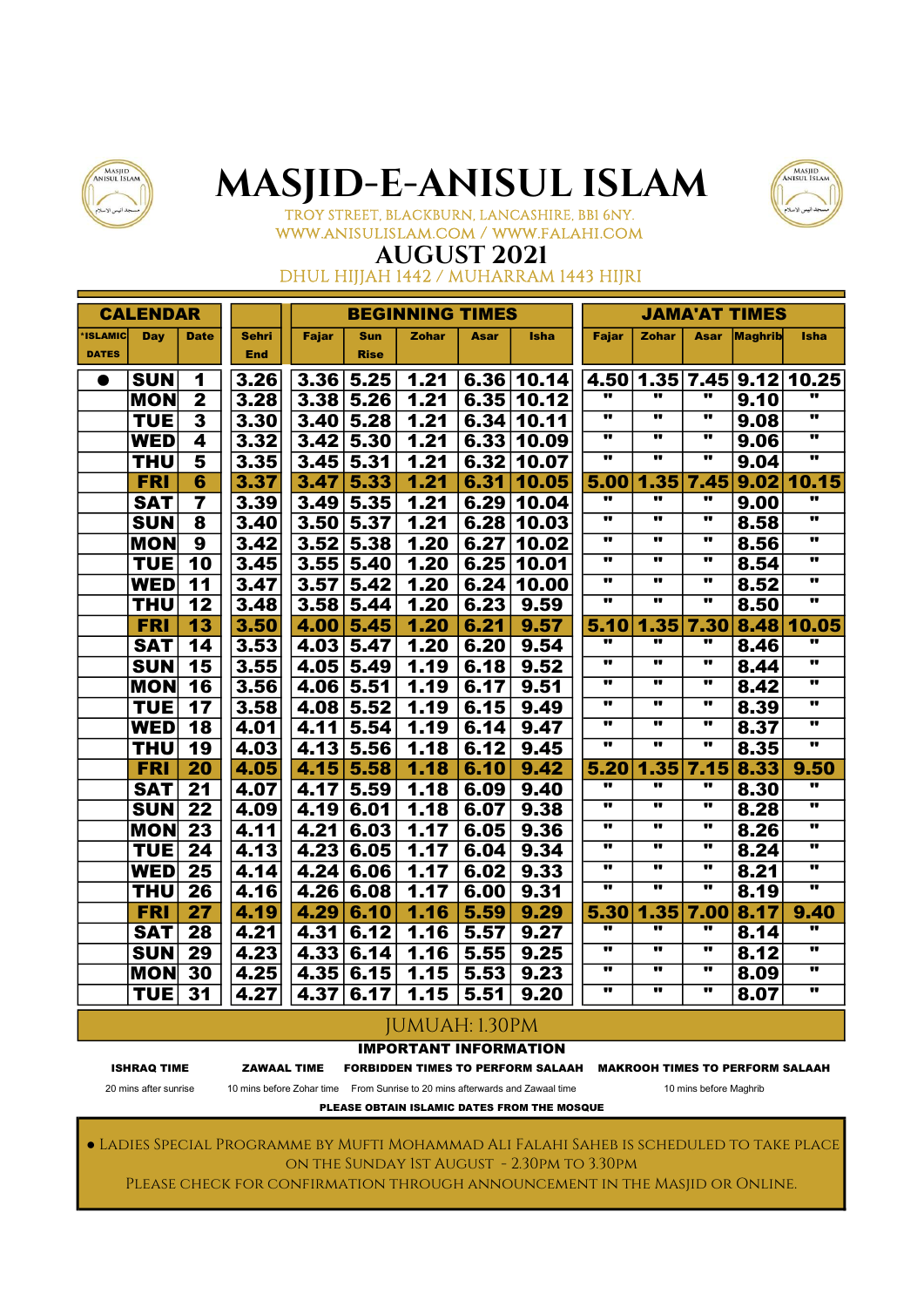# MASJID-E-ANISUL ISLAM

TROY STREET, BLACKBURN, LANCASHIRE, BB1 6NY.
WWW.ANISULISLAM.COM / WWW.FALAHI.COM

## AUGUST 2021

DHUL HIJJAH 1442 / MUHARRAM 1443 HIJRI

| CALENDAR | | | | BEGINNING TIMES | | | | | JAMA'AT TIMES | | | | |
|---|---|---|---|---|---|---|---|---|---|---|---|---|---|
| *ISLAMIC DATES | Day | Date | Sehri End | Fajar | Sun Rise | Zohar | Asar | Isha | Fajar | Zohar | Asar | Maghrib | Isha |
| ● | SUN | 1 | 3.26 | 3.36 | 5.25 | 1.21 | 6.36 | 10.14 | 4.50 | 1.35 | 7.45 | 9.12 | 10.25 |
| | MON | 2 | 3.28 | 3.38 | 5.26 | 1.21 | 6.35 | 10.12 | " | " | " | 9.10 | " |
| | TUE | 3 | 3.30 | 3.40 | 5.28 | 1.21 | 6.34 | 10.11 | " | " | " | 9.08 | " |
| | WED | 4 | 3.32 | 3.42 | 5.30 | 1.21 | 6.33 | 10.09 | " | " | " | 9.06 | " |
| | THU | 5 | 3.35 | 3.45 | 5.31 | 1.21 | 6.32 | 10.07 | " | " | " | 9.04 | " |
| | FRI | 6 | 3.37 | 3.47 | 5.33 | 1.21 | 6.31 | 10.05 | 5.00 | 1.35 | 7.45 | 9.02 | 10.15 |
| | SAT | 7 | 3.39 | 3.49 | 5.35 | 1.21 | 6.29 | 10.04 | " | " | " | 9.00 | " |
| | SUN | 8 | 3.40 | 3.50 | 5.37 | 1.21 | 6.28 | 10.03 | " | " | " | 8.58 | " |
| | MON | 9 | 3.42 | 3.52 | 5.38 | 1.20 | 6.27 | 10.02 | " | " | " | 8.56 | " |
| | TUE | 10 | 3.45 | 3.55 | 5.40 | 1.20 | 6.25 | 10.01 | " | " | " | 8.54 | " |
| | WED | 11 | 3.47 | 3.57 | 5.42 | 1.20 | 6.24 | 10.00 | " | " | " | 8.52 | " |
| | THU | 12 | 3.48 | 3.58 | 5.44 | 1.20 | 6.23 | 9.59 | " | " | " | 8.50 | " |
| | FRI | 13 | 3.50 | 4.00 | 5.45 | 1.20 | 6.21 | 9.57 | 5.10 | 1.35 | 7.30 | 8.48 | 10.05 |
| | SAT | 14 | 3.53 | 4.03 | 5.47 | 1.20 | 6.20 | 9.54 | " | " | " | 8.46 | " |
| | SUN | 15 | 3.55 | 4.05 | 5.49 | 1.19 | 6.18 | 9.52 | " | " | " | 8.44 | " |
| | MON | 16 | 3.56 | 4.06 | 5.51 | 1.19 | 6.17 | 9.51 | " | " | " | 8.42 | " |
| | TUE | 17 | 3.58 | 4.08 | 5.52 | 1.19 | 6.15 | 9.49 | " | " | " | 8.39 | " |
| | WED | 18 | 4.01 | 4.11 | 5.54 | 1.19 | 6.14 | 9.47 | " | " | " | 8.37 | " |
| | THU | 19 | 4.03 | 4.13 | 5.56 | 1.18 | 6.12 | 9.45 | " | " | " | 8.35 | " |
| | FRI | 20 | 4.05 | 4.15 | 5.58 | 1.18 | 6.10 | 9.42 | 5.20 | 1.35 | 7.15 | 8.33 | 9.50 |
| | SAT | 21 | 4.07 | 4.17 | 5.59 | 1.18 | 6.09 | 9.40 | " | " | " | 8.30 | " |
| | SUN | 22 | 4.09 | 4.19 | 6.01 | 1.18 | 6.07 | 9.38 | " | " | " | 8.28 | " |
| | MON | 23 | 4.11 | 4.21 | 6.03 | 1.17 | 6.05 | 9.36 | " | " | " | 8.26 | " |
| | TUE | 24 | 4.13 | 4.23 | 6.05 | 1.17 | 6.04 | 9.34 | " | " | " | 8.24 | " |
| | WED | 25 | 4.14 | 4.24 | 6.06 | 1.17 | 6.02 | 9.33 | " | " | " | 8.21 | " |
| | THU | 26 | 4.16 | 4.26 | 6.08 | 1.17 | 6.00 | 9.31 | " | " | " | 8.19 | " |
| | FRI | 27 | 4.19 | 4.29 | 6.10 | 1.16 | 5.59 | 9.29 | 5.30 | 1.35 | 7.00 | 8.17 | 9.40 |
| | SAT | 28 | 4.21 | 4.31 | 6.12 | 1.16 | 5.57 | 9.27 | " | " | " | 8.14 | " |
| | SUN | 29 | 4.23 | 4.33 | 6.14 | 1.16 | 5.55 | 9.25 | " | " | " | 8.12 | " |
| | MON | 30 | 4.25 | 4.35 | 6.15 | 1.15 | 5.53 | 9.23 | " | " | " | 8.09 | " |
| | TUE | 31 | 4.27 | 4.37 | 6.17 | 1.15 | 5.51 | 9.20 | " | " | " | 8.07 | " |

JUMUAH: 1.30PM

**IMPORTANT INFORMATION**

| ISHRAQ TIME | ZAWAAL TIME | FORBIDDEN TIMES TO PERFORM SALAAH | MAKROOH TIMES TO PERFORM SALAAH |
|---|---|---|---|
| 20 mins after sunrise | 10 mins before Zohar time | From Sunrise to 20 mins afterwards and Zawaal time | 10 mins before Maghrib |

**PLEASE OBTAIN ISLAMIC DATES FROM THE MOSQUE**

● Ladies Special Programme by Mufti Mohammad Ali Falahi Saheb is scheduled to take place on the Sunday 1st August - 2.30pm to 3.30pm
Please check for confirmation through announcement in the Masjid or Online.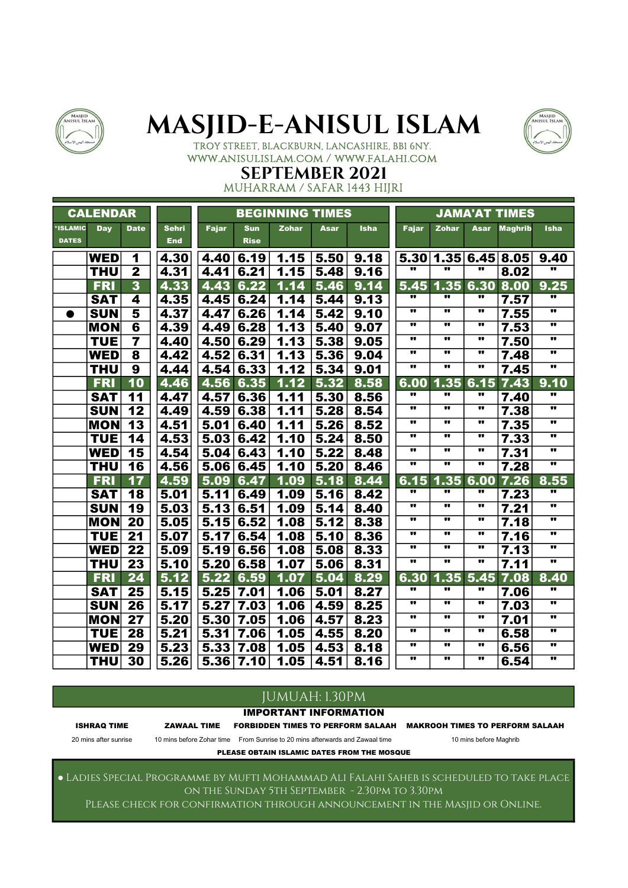# MASJID-E-ANISUL ISLAM

TROY STREET, BLACKBURN, LANCASHIRE, BB1 6NY.
WWW.ANISULISLAM.COM / WWW.FALAHI.COM

## SEPTEMBER 2021

MUHARRAM / SAFAR 1443 HIJRI

| CALENDAR | | | | BEGINNING TIMES | | | | | JAMA'AT TIMES | | | | |
|---|---|---|---|---|---|---|---|---|---|---|---|---|---|
| *ISLAMIC DATES | Day | Date | Sehri End | Fajar | Sun Rise | Zohar | Asar | Isha | Fajar | Zohar | Asar | Maghrib | Isha |
| | WED | 1 | 4.30 | 4.40 | 6.19 | 1.15 | 5.50 | 9.18 | 5.30 | 1.35 | 6.45 | 8.05 | 9.40 |
| | THU | 2 | 4.31 | 4.41 | 6.21 | 1.15 | 5.48 | 9.16 | " | " | " | 8.02 | " |
| | FRI | 3 | 4.33 | 4.43 | 6.22 | 1.14 | 5.46 | 9.14 | 5.45 | 1.35 | 6.30 | 8.00 | 9.25 |
| | SAT | 4 | 4.35 | 4.45 | 6.24 | 1.14 | 5.44 | 9.13 | " | " | " | 7.57 | " |
| ● | SUN | 5 | 4.37 | 4.47 | 6.26 | 1.14 | 5.42 | 9.10 | " | " | " | 7.55 | " |
| | MON | 6 | 4.39 | 4.49 | 6.28 | 1.13 | 5.40 | 9.07 | " | " | " | 7.53 | " |
| | TUE | 7 | 4.40 | 4.50 | 6.29 | 1.13 | 5.38 | 9.05 | " | " | " | 7.50 | " |
| | WED | 8 | 4.42 | 4.52 | 6.31 | 1.13 | 5.36 | 9.04 | " | " | " | 7.48 | " |
| | THU | 9 | 4.44 | 4.54 | 6.33 | 1.12 | 5.34 | 9.01 | " | " | " | 7.45 | " |
| | FRI | 10 | 4.46 | 4.56 | 6.35 | 1.12 | 5.32 | 8.58 | 6.00 | 1.35 | 6.15 | 7.43 | 9.10 |
| | SAT | 11 | 4.47 | 4.57 | 6.36 | 1.11 | 5.30 | 8.56 | " | " | " | 7.40 | " |
| | SUN | 12 | 4.49 | 4.59 | 6.38 | 1.11 | 5.28 | 8.54 | " | " | " | 7.38 | " |
| | MON | 13 | 4.51 | 5.01 | 6.40 | 1.11 | 5.26 | 8.52 | " | " | " | 7.35 | " |
| | TUE | 14 | 4.53 | 5.03 | 6.42 | 1.10 | 5.24 | 8.50 | " | " | " | 7.33 | " |
| | WED | 15 | 4.54 | 5.04 | 6.43 | 1.10 | 5.22 | 8.48 | " | " | " | 7.31 | " |
| | THU | 16 | 4.56 | 5.06 | 6.45 | 1.10 | 5.20 | 8.46 | " | " | " | 7.28 | " |
| | FRI | 17 | 4.59 | 5.09 | 6.47 | 1.09 | 5.18 | 8.44 | 6.15 | 1.35 | 6.00 | 7.26 | 8.55 |
| | SAT | 18 | 5.01 | 5.11 | 6.49 | 1.09 | 5.16 | 8.42 | " | " | " | 7.23 | " |
| | SUN | 19 | 5.03 | 5.13 | 6.51 | 1.09 | 5.14 | 8.40 | " | " | " | 7.21 | " |
| | MON | 20 | 5.05 | 5.15 | 6.52 | 1.08 | 5.12 | 8.38 | " | " | " | 7.18 | " |
| | TUE | 21 | 5.07 | 5.17 | 6.54 | 1.08 | 5.10 | 8.36 | " | " | " | 7.16 | " |
| | WED | 22 | 5.09 | 5.19 | 6.56 | 1.08 | 5.08 | 8.33 | " | " | " | 7.13 | " |
| | THU | 23 | 5.10 | 5.20 | 6.58 | 1.07 | 5.06 | 8.31 | " | " | " | 7.11 | " |
| | FRI | 24 | 5.12 | 5.22 | 6.59 | 1.07 | 5.04 | 8.29 | 6.30 | 1.35 | 5.45 | 7.08 | 8.40 |
| | SAT | 25 | 5.15 | 5.25 | 7.01 | 1.06 | 5.01 | 8.27 | " | " | " | 7.06 | " |
| | SUN | 26 | 5.17 | 5.27 | 7.03 | 1.06 | 4.59 | 8.25 | " | " | " | 7.03 | " |
| | MON | 27 | 5.20 | 5.30 | 7.05 | 1.06 | 4.57 | 8.23 | " | " | " | 7.01 | " |
| | TUE | 28 | 5.21 | 5.31 | 7.06 | 1.05 | 4.55 | 8.20 | " | " | " | 6.58 | " |
| | WED | 29 | 5.23 | 5.33 | 7.08 | 1.05 | 4.53 | 8.18 | " | " | " | 6.56 | " |
| | THU | 30 | 5.26 | 5.36 | 7.10 | 1.05 | 4.51 | 8.16 | " | " | " | 6.54 | " |

JUMUAH: 1.30PM

**IMPORTANT INFORMATION**

| ISHRAQ TIME | ZAWAAL TIME | FORBIDDEN TIMES TO PERFORM SALAAH | MAKROOH TIMES TO PERFORM SALAAH |
|---|---|---|---|
| 20 mins after sunrise | 10 mins before Zohar time | From Sunrise to 20 mins afterwards and Zawaal time | 10 mins before Maghrib |

**PLEASE OBTAIN ISLAMIC DATES FROM THE MOSQUE**

● Ladies Special Programme by Mufti Mohammad Ali Falahi Saheb is scheduled to take place on the Sunday 5th September - 2.30pm to 3.30pm
Please check for confirmation through announcement in the Masjid or Online.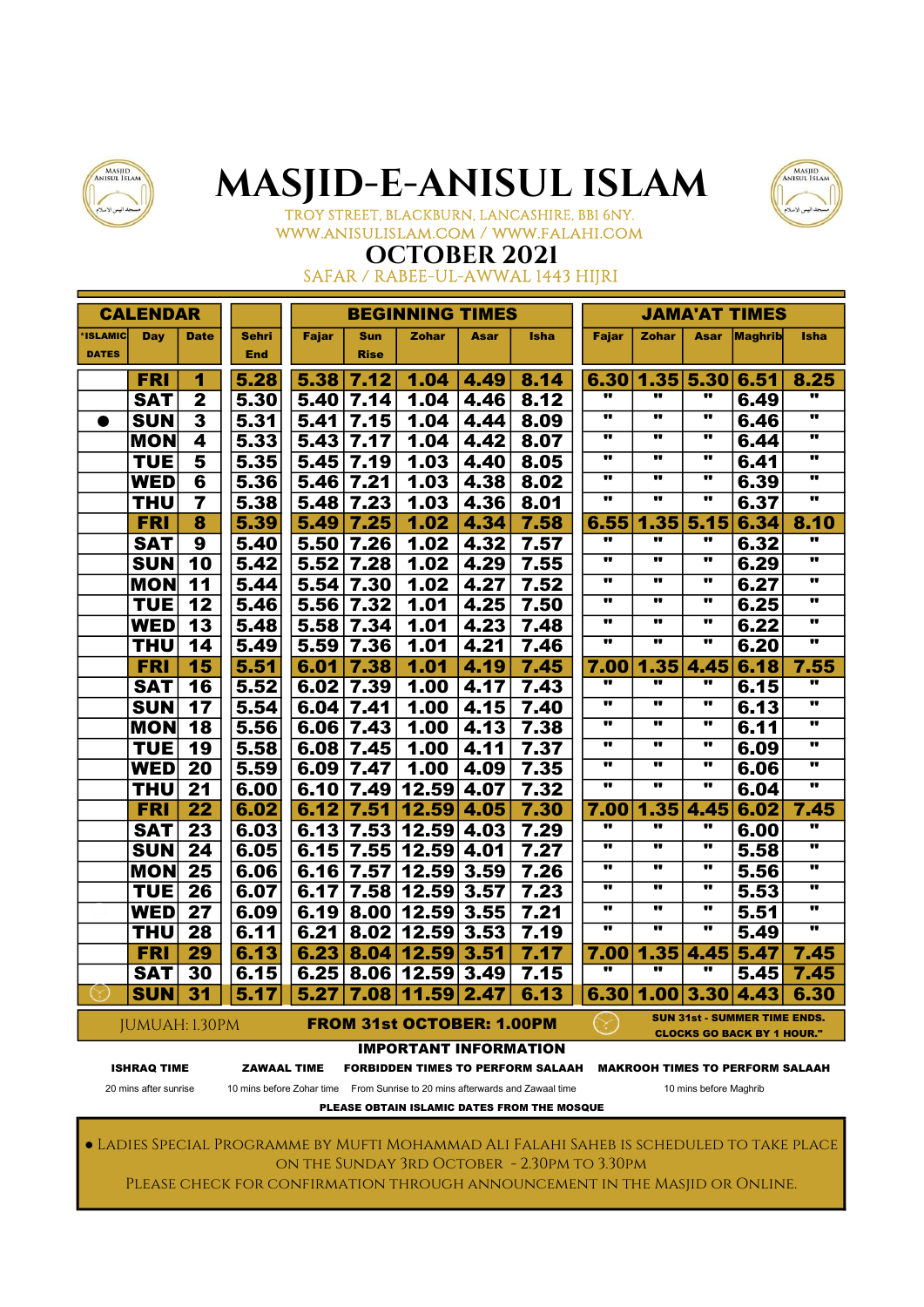# MASJID-E-ANISUL ISLAM

TROY STREET, BLACKBURN, LANCASHIRE, BB1 6NY.
WWW.ANISULISLAM.COM / WWW.FALAHI.COM

## OCTOBER 2021

SAFAR / RABEE-UL-AWWAL 1443 HIJRI

| CALENDAR | | | | BEGINNING TIMES | | | | | JAMA'AT TIMES | | | | |
|---|---|---|---|---|---|---|---|---|---|---|---|---|---|
| *ISLAMIC DATES | Day | Date | Sehri End | Fajar | Sun Rise | Zohar | Asar | Isha | Fajar | Zohar | Asar | Maghrib | Isha |
| | FRI | 1 | 5.28 | 5.38 | 7.12 | 1.04 | 4.49 | 8.14 | 6.30 | 1.35 | 5.30 | 6.51 | 8.25 |
| | SAT | 2 | 5.30 | 5.40 | 7.14 | 1.04 | 4.46 | 8.12 | " | " | " | 6.49 | " |
| ● | SUN | 3 | 5.31 | 5.41 | 7.15 | 1.04 | 4.44 | 8.09 | " | " | " | 6.46 | " |
| | MON | 4 | 5.33 | 5.43 | 7.17 | 1.04 | 4.42 | 8.07 | " | " | " | 6.44 | " |
| | TUE | 5 | 5.35 | 5.45 | 7.19 | 1.03 | 4.40 | 8.05 | " | " | " | 6.41 | " |
| | WED | 6 | 5.36 | 5.46 | 7.21 | 1.03 | 4.38 | 8.02 | " | " | " | 6.39 | " |
| | THU | 7 | 5.38 | 5.48 | 7.23 | 1.03 | 4.36 | 8.01 | " | " | " | 6.37 | " |
| | FRI | 8 | 5.39 | 5.49 | 7.25 | 1.02 | 4.34 | 7.58 | 6.55 | 1.35 | 5.15 | 6.34 | 8.10 |
| | SAT | 9 | 5.40 | 5.50 | 7.26 | 1.02 | 4.32 | 7.57 | " | " | " | 6.32 | " |
| | SUN | 10 | 5.42 | 5.52 | 7.28 | 1.02 | 4.29 | 7.55 | " | " | " | 6.29 | " |
| | MON | 11 | 5.44 | 5.54 | 7.30 | 1.02 | 4.27 | 7.52 | " | " | " | 6.27 | " |
| | TUE | 12 | 5.46 | 5.56 | 7.32 | 1.01 | 4.25 | 7.50 | " | " | " | 6.25 | " |
| | WED | 13 | 5.48 | 5.58 | 7.34 | 1.01 | 4.23 | 7.48 | " | " | " | 6.22 | " |
| | THU | 14 | 5.49 | 5.59 | 7.36 | 1.01 | 4.21 | 7.46 | " | " | " | 6.20 | " |
| | FRI | 15 | 5.51 | 6.01 | 7.38 | 1.01 | 4.19 | 7.45 | 7.00 | 1.35 | 4.45 | 6.18 | 7.55 |
| | SAT | 16 | 5.52 | 6.02 | 7.39 | 1.00 | 4.17 | 7.43 | " | " | " | 6.15 | " |
| | SUN | 17 | 5.54 | 6.04 | 7.41 | 1.00 | 4.15 | 7.40 | " | " | " | 6.13 | " |
| | MON | 18 | 5.56 | 6.06 | 7.43 | 1.00 | 4.13 | 7.38 | " | " | " | 6.11 | " |
| | TUE | 19 | 5.58 | 6.08 | 7.45 | 1.00 | 4.11 | 7.37 | " | " | " | 6.09 | " |
| | WED | 20 | 5.59 | 6.09 | 7.47 | 1.00 | 4.09 | 7.35 | " | " | " | 6.06 | " |
| | THU | 21 | 6.00 | 6.10 | 7.49 | 12.59 | 4.07 | 7.32 | " | " | " | 6.04 | " |
| | FRI | 22 | 6.02 | 6.12 | 7.51 | 12.59 | 4.05 | 7.30 | 7.00 | 1.35 | 4.45 | 6.02 | 7.45 |
| | SAT | 23 | 6.03 | 6.13 | 7.53 | 12.59 | 4.03 | 7.29 | " | " | " | 6.00 | " |
| | SUN | 24 | 6.05 | 6.15 | 7.55 | 12.59 | 4.01 | 7.27 | " | " | " | 5.58 | " |
| | MON | 25 | 6.06 | 6.16 | 7.57 | 12.59 | 3.59 | 7.26 | " | " | " | 5.56 | " |
| | TUE | 26 | 6.07 | 6.17 | 7.58 | 12.59 | 3.57 | 7.23 | " | " | " | 5.53 | " |
| | WED | 27 | 6.09 | 6.19 | 8.00 | 12.59 | 3.55 | 7.21 | " | " | " | 5.51 | " |
| | THU | 28 | 6.11 | 6.21 | 8.02 | 12.59 | 3.53 | 7.19 | " | " | " | 5.49 | " |
| | FRI | 29 | 6.13 | 6.23 | 8.04 | 12.59 | 3.51 | 7.17 | 7.00 | 1.35 | 4.45 | 5.47 | 7.45 |
| | SAT | 30 | 6.15 | 6.25 | 8.06 | 12.59 | 3.49 | 7.15 | " | " | " | 5.45 | 7.45 |
| | SUN | 31 | 5.17 | 5.27 | 7.08 | 11.59 | 2.47 | 6.13 | 6.30 | 1.00 | 3.30 | 4.43 | 6.30 |

JUMUAH: 1.30PM | **FROM 31st OCTOBER: 1.00PM** | **SUN 31st - SUMMER TIME ENDS. CLOCKS GO BACK BY 1 HOUR."**

**IMPORTANT INFORMATION**

| ISHRAQ TIME | ZAWAAL TIME | FORBIDDEN TIMES TO PERFORM SALAAH | MAKROOH TIMES TO PERFORM SALAAH |
|---|---|---|---|
| 20 mins after sunrise | 10 mins before Zohar time | From Sunrise to 20 mins afterwards and Zawaal time | 10 mins before Maghrib |

**PLEASE OBTAIN ISLAMIC DATES FROM THE MOSQUE**

● LADIES SPECIAL PROGRAMME BY MUFTI MOHAMMAD ALI FALAHI SAHEB IS SCHEDULED TO TAKE PLACE ON THE SUNDAY 3RD OCTOBER - 2.30PM TO 3.30PM
PLEASE CHECK FOR CONFIRMATION THROUGH ANNOUNCEMENT IN THE MASJID OR ONLINE.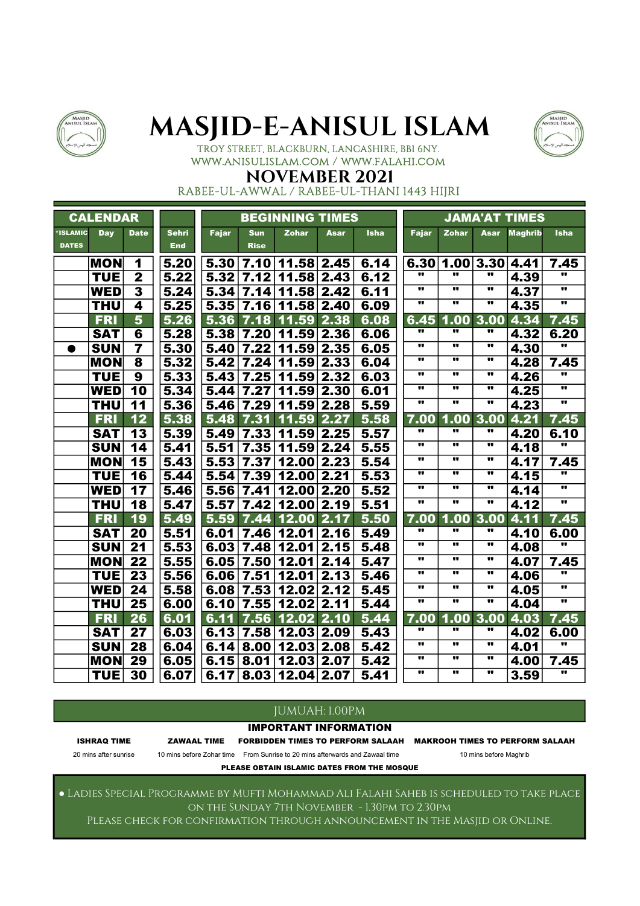# MASJID-E-ANISUL ISLAM

TROY STREET, BLACKBURN, LANCASHIRE, BB1 6NY.
WWW.ANISULISLAM.COM / WWW.FALAHI.COM

## NOVEMBER 2021

RABEE-UL-AWWAL / RABEE-UL-THANI 1443 HIJRI

| CALENDAR | | | | BEGINNING TIMES | | | | | JAMA'AT TIMES | | | | |
|---|---|---|---|---|---|---|---|---|---|---|---|---|---|
| *ISLAMIC DATES | Day | Date | Sehri End | Fajar | Sun Rise | Zohar | Asar | Isha | Fajar | Zohar | Asar | Maghrib | Isha |
| | MON | 1 | 5.20 | 5.30 | 7.10 | 11.58 | 2.45 | 6.14 | 6.30 | 1.00 | 3.30 | 4.41 | 7.45 |
| | TUE | 2 | 5.22 | 5.32 | 7.12 | 11.58 | 2.43 | 6.12 | " | " | " | 4.39 | " |
| | WED | 3 | 5.24 | 5.34 | 7.14 | 11.58 | 2.42 | 6.11 | " | " | " | 4.37 | " |
| | THU | 4 | 5.25 | 5.35 | 7.16 | 11.58 | 2.40 | 6.09 | " | " | " | 4.35 | " |
| | FRI | 5 | 5.26 | 5.36 | 7.18 | 11.59 | 2.38 | 6.08 | 6.45 | 1.00 | 3.00 | 4.34 | 7.45 |
| | SAT | 6 | 5.28 | 5.38 | 7.20 | 11.59 | 2.36 | 6.06 | " | " | " | 4.32 | 6.20 |
| ● | SUN | 7 | 5.30 | 5.40 | 7.22 | 11.59 | 2.35 | 6.05 | " | " | " | 4.30 | " |
| | MON | 8 | 5.32 | 5.42 | 7.24 | 11.59 | 2.33 | 6.04 | " | " | " | 4.28 | 7.45 |
| | TUE | 9 | 5.33 | 5.43 | 7.25 | 11.59 | 2.32 | 6.03 | " | " | " | 4.26 | " |
| | WED | 10 | 5.34 | 5.44 | 7.27 | 11.59 | 2.30 | 6.01 | " | " | " | 4.25 | " |
| | THU | 11 | 5.36 | 5.46 | 7.29 | 11.59 | 2.28 | 5.59 | " | " | " | 4.23 | " |
| | FRI | 12 | 5.38 | 5.48 | 7.31 | 11.59 | 2.27 | 5.58 | 7.00 | 1.00 | 3.00 | 4.21 | 7.45 |
| | SAT | 13 | 5.39 | 5.49 | 7.33 | 11.59 | 2.25 | 5.57 | " | " | " | 4.20 | 6.10 |
| | SUN | 14 | 5.41 | 5.51 | 7.35 | 11.59 | 2.24 | 5.55 | " | " | " | 4.18 | " |
| | MON | 15 | 5.43 | 5.53 | 7.37 | 12.00 | 2.23 | 5.54 | " | " | " | 4.17 | 7.45 |
| | TUE | 16 | 5.44 | 5.54 | 7.39 | 12.00 | 2.21 | 5.53 | " | " | " | 4.15 | " |
| | WED | 17 | 5.46 | 5.56 | 7.41 | 12.00 | 2.20 | 5.52 | " | " | " | 4.14 | " |
| | THU | 18 | 5.47 | 5.57 | 7.42 | 12.00 | 2.19 | 5.51 | " | " | " | 4.12 | " |
| | FRI | 19 | 5.49 | 5.59 | 7.44 | 12.00 | 2.17 | 5.50 | 7.00 | 1.00 | 3.00 | 4.11 | 7.45 |
| | SAT | 20 | 5.51 | 6.01 | 7.46 | 12.01 | 2.16 | 5.49 | " | " | " | 4.10 | 6.00 |
| | SUN | 21 | 5.53 | 6.03 | 7.48 | 12.01 | 2.15 | 5.48 | " | " | " | 4.08 | " |
| | MON | 22 | 5.55 | 6.05 | 7.50 | 12.01 | 2.14 | 5.47 | " | " | " | 4.07 | 7.45 |
| | TUE | 23 | 5.56 | 6.06 | 7.51 | 12.01 | 2.13 | 5.46 | " | " | " | 4.06 | " |
| | WED | 24 | 5.58 | 6.08 | 7.53 | 12.02 | 2.12 | 5.45 | " | " | " | 4.05 | " |
| | THU | 25 | 6.00 | 6.10 | 7.55 | 12.02 | 2.11 | 5.44 | " | " | " | 4.04 | " |
| | FRI | 26 | 6.01 | 6.11 | 7.56 | 12.02 | 2.10 | 5.44 | 7.00 | 1.00 | 3.00 | 4.03 | 7.45 |
| | SAT | 27 | 6.03 | 6.13 | 7.58 | 12.03 | 2.09 | 5.43 | " | " | " | 4.02 | 6.00 |
| | SUN | 28 | 6.04 | 6.14 | 8.00 | 12.03 | 2.08 | 5.42 | " | " | " | 4.01 | " |
| | MON | 29 | 6.05 | 6.15 | 8.01 | 12.03 | 2.07 | 5.42 | " | " | " | 4.00 | 7.45 |
| | TUE | 30 | 6.07 | 6.17 | 8.03 | 12.04 | 2.07 | 5.41 | " | " | " | 3.59 | " |

JUMUAH: 1.00PM

**IMPORTANT INFORMATION**

| ISHRAQ TIME | ZAWAAL TIME | FORBIDDEN TIMES TO PERFORM SALAAH | MAKROOH TIMES TO PERFORM SALAAH |
|---|---|---|---|
| 20 mins after sunrise | 10 mins before Zohar time | From Sunrise to 20 mins afterwards and Zawaal time | 10 mins before Maghrib |

**PLEASE OBTAIN ISLAMIC DATES FROM THE MOSQUE**

● Ladies Special Programme by Mufti Mohammad Ali Falahi Saheb is scheduled to take place on the Sunday 7th November - 1.30pm to 2.30pm
Please check for confirmation through announcement in the Masjid or Online.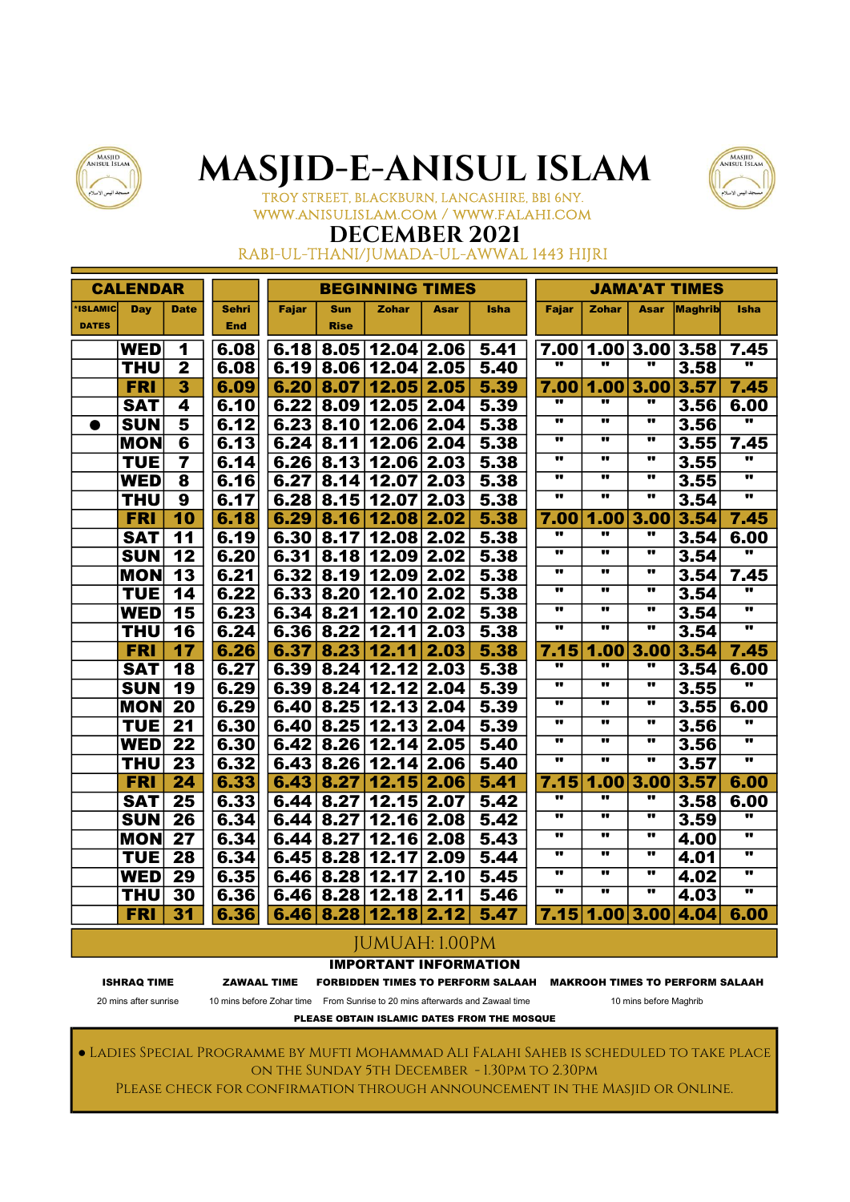# MASJID-E-ANISUL ISLAM

TROY STREET, BLACKBURN, LANCASHIRE, BB1 6NY.
WWW.ANISULISLAM.COM / WWW.FALAHI.COM

## DECEMBER 2021

RABI-UL-THANI/JUMADA-UL-AWWAL 1443 HIJRI

| CALENDAR | | | | BEGINNING TIMES | | | | | JAMA'AT TIMES | | | | |
|---|---|---|---|---|---|---|---|---|---|---|---|---|---|
| *ISLAMIC DATES | Day | Date | Sehri End | Fajar | Sun Rise | Zohar | Asar | Isha | Fajar | Zohar | Asar | Maghrib | Isha |
| | WED | 1 | 6.08 | 6.18 | 8.05 | 12.04 | 2.06 | 5.41 | 7.00 | 1.00 | 3.00 | 3.58 | 7.45 |
| | THU | 2 | 6.08 | 6.19 | 8.06 | 12.04 | 2.05 | 5.40 | " | " | " | 3.58 | " |
| | FRI | 3 | 6.09 | 6.20 | 8.07 | 12.05 | 2.05 | 5.39 | 7.00 | 1.00 | 3.00 | 3.57 | 7.45 |
| | SAT | 4 | 6.10 | 6.22 | 8.09 | 12.05 | 2.04 | 5.39 | " | " | " | 3.56 | 6.00 |
| ● | SUN | 5 | 6.12 | 6.23 | 8.10 | 12.06 | 2.04 | 5.38 | " | " | " | 3.56 | " |
| | MON | 6 | 6.13 | 6.24 | 8.11 | 12.06 | 2.04 | 5.38 | " | " | " | 3.55 | 7.45 |
| | TUE | 7 | 6.14 | 6.26 | 8.13 | 12.06 | 2.03 | 5.38 | " | " | " | 3.55 | " |
| | WED | 8 | 6.16 | 6.27 | 8.14 | 12.07 | 2.03 | 5.38 | " | " | " | 3.55 | " |
| | THU | 9 | 6.17 | 6.28 | 8.15 | 12.07 | 2.03 | 5.38 | " | " | " | 3.54 | " |
| | FRI | 10 | 6.18 | 6.29 | 8.16 | 12.08 | 2.02 | 5.38 | 7.00 | 1.00 | 3.00 | 3.54 | 7.45 |
| | SAT | 11 | 6.19 | 6.30 | 8.17 | 12.08 | 2.02 | 5.38 | " | " | " | 3.54 | 6.00 |
| | SUN | 12 | 6.20 | 6.31 | 8.18 | 12.09 | 2.02 | 5.38 | " | " | " | 3.54 | " |
| | MON | 13 | 6.21 | 6.32 | 8.19 | 12.09 | 2.02 | 5.38 | " | " | " | 3.54 | 7.45 |
| | TUE | 14 | 6.22 | 6.33 | 8.20 | 12.10 | 2.02 | 5.38 | " | " | " | 3.54 | " |
| | WED | 15 | 6.23 | 6.34 | 8.21 | 12.10 | 2.02 | 5.38 | " | " | " | 3.54 | " |
| | THU | 16 | 6.24 | 6.36 | 8.22 | 12.11 | 2.03 | 5.38 | " | " | " | 3.54 | " |
| | FRI | 17 | 6.26 | 6.37 | 8.23 | 12.11 | 2.03 | 5.38 | 7.15 | 1.00 | 3.00 | 3.54 | 7.45 |
| | SAT | 18 | 6.27 | 6.39 | 8.24 | 12.12 | 2.03 | 5.38 | " | " | " | 3.54 | 6.00 |
| | SUN | 19 | 6.29 | 6.39 | 8.24 | 12.12 | 2.04 | 5.39 | " | " | " | 3.55 | " |
| | MON | 20 | 6.29 | 6.40 | 8.25 | 12.13 | 2.04 | 5.39 | " | " | " | 3.55 | 6.00 |
| | TUE | 21 | 6.30 | 6.40 | 8.25 | 12.13 | 2.04 | 5.39 | " | " | " | 3.56 | " |
| | WED | 22 | 6.30 | 6.42 | 8.26 | 12.14 | 2.05 | 5.40 | " | " | " | 3.56 | " |
| | THU | 23 | 6.32 | 6.43 | 8.26 | 12.14 | 2.06 | 5.40 | " | " | " | 3.57 | " |
| | FRI | 24 | 6.33 | 6.43 | 8.27 | 12.15 | 2.06 | 5.41 | 7.15 | 1.00 | 3.00 | 3.57 | 6.00 |
| | SAT | 25 | 6.33 | 6.44 | 8.27 | 12.15 | 2.07 | 5.42 | " | " | " | 3.58 | 6.00 |
| | SUN | 26 | 6.34 | 6.44 | 8.27 | 12.16 | 2.08 | 5.42 | " | " | " | 3.59 | " |
| | MON | 27 | 6.34 | 6.44 | 8.27 | 12.16 | 2.08 | 5.43 | " | " | " | 4.00 | " |
| | TUE | 28 | 6.34 | 6.45 | 8.28 | 12.17 | 2.09 | 5.44 | " | " | " | 4.01 | " |
| | WED | 29 | 6.35 | 6.46 | 8.28 | 12.17 | 2.10 | 5.45 | " | " | " | 4.02 | " |
| | THU | 30 | 6.36 | 6.46 | 8.28 | 12.18 | 2.11 | 5.46 | " | " | " | 4.03 | " |
| | FRI | 31 | 6.36 | 6.46 | 8.28 | 12.18 | 2.12 | 5.47 | 7.15 | 1.00 | 3.00 | 4.04 | 6.00 |

JUMUAH: 1.00PM

**IMPORTANT INFORMATION**

| ISHRAQ TIME | ZAWAAL TIME | FORBIDDEN TIMES TO PERFORM SALAAH | MAKROOH TIMES TO PERFORM SALAAH |
|---|---|---|---|
| 20 mins after sunrise | 10 mins before Zohar time | From Sunrise to 20 mins afterwards and Zawaal time | 10 mins before Maghrib |

**PLEASE OBTAIN ISLAMIC DATES FROM THE MOSQUE**

● LADIES SPECIAL PROGRAMME BY MUFTI MOHAMMAD ALI FALAHI SAHEB IS SCHEDULED TO TAKE PLACE ON THE SUNDAY 5TH DECEMBER - 1.30PM TO 2.30PM
PLEASE CHECK FOR CONFIRMATION THROUGH ANNOUNCEMENT IN THE MASJID OR ONLINE.